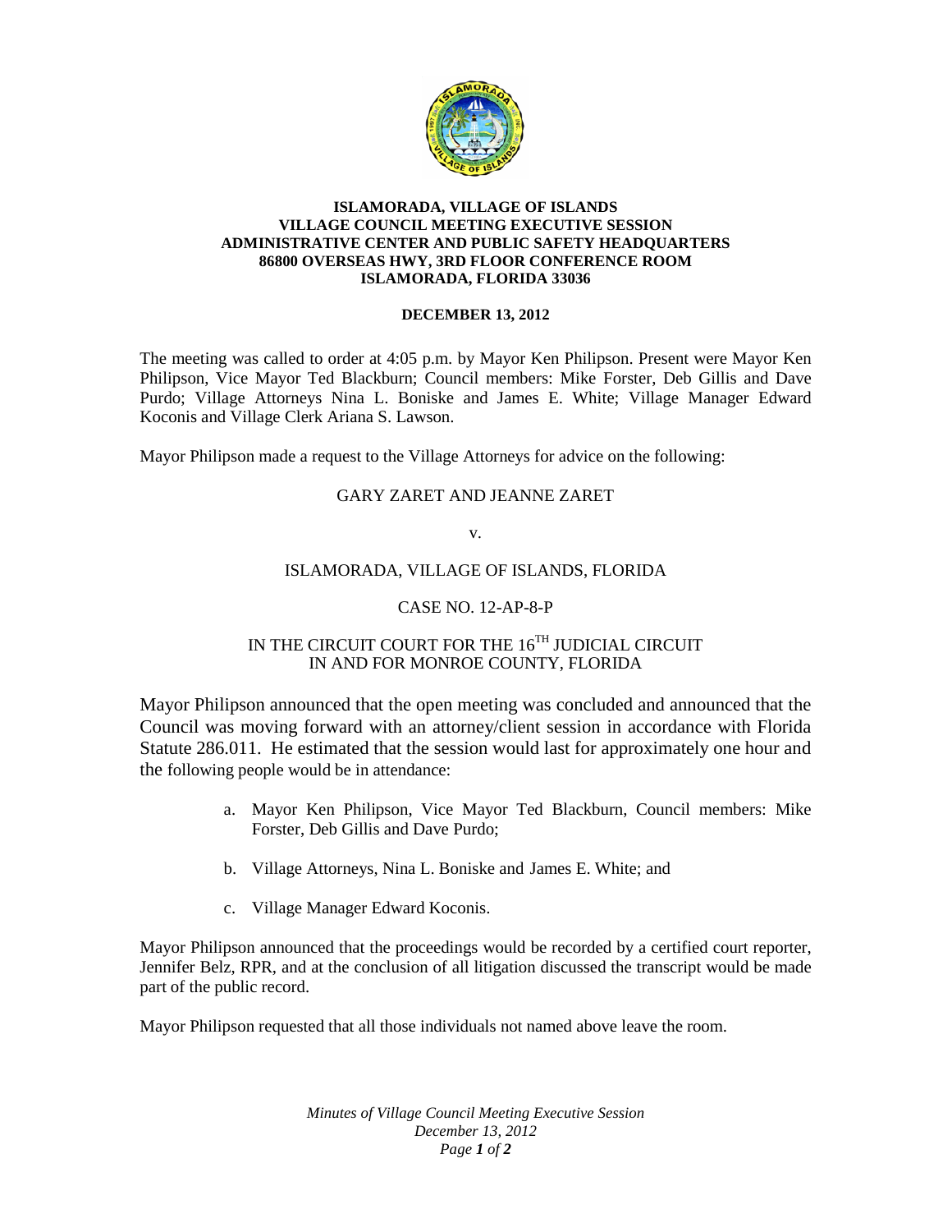**ISLAMORADA, VILLAGE OF ISLANDS**
**VILLAGE COUNCIL MEETING EXECUTIVE SESSION**
**ADMINISTRATIVE CENTER AND PUBLIC SAFETY HEADQUARTERS**
**86800 OVERSEAS HWY, 3RD FLOOR CONFERENCE ROOM**
**ISLAMORADA, FLORIDA 33036**

**DECEMBER 13, 2012**

The meeting was called to order at 4:05 p.m. by Mayor Ken Philipson. Present were Mayor Ken Philipson, Vice Mayor Ted Blackburn; Council members: Mike Forster, Deb Gillis and Dave Purdo; Village Attorneys Nina L. Boniske and James E. White; Village Manager Edward Koconis and Village Clerk Ariana S. Lawson.

Mayor Philipson made a request to the Village Attorneys for advice on the following:

GARY ZARET AND JEANNE ZARET

v.

ISLAMORADA, VILLAGE OF ISLANDS, FLORIDA

CASE NO. 12-AP-8-P

IN THE CIRCUIT COURT FOR THE 16TH JUDICIAL CIRCUIT
IN AND FOR MONROE COUNTY, FLORIDA

Mayor Philipson announced that the open meeting was concluded and announced that the Council was moving forward with an attorney/client session in accordance with Florida Statute 286.011. He estimated that the session would last for approximately one hour and the following people would be in attendance:

a. Mayor Ken Philipson, Vice Mayor Ted Blackburn, Council members: Mike Forster, Deb Gillis and Dave Purdo;
b. Village Attorneys, Nina L. Boniske and James E. White; and
c. Village Manager Edward Koconis.

Mayor Philipson announced that the proceedings would be recorded by a certified court reporter, Jennifer Belz, RPR, and at the conclusion of all litigation discussed the transcript would be made part of the public record.

Mayor Philipson requested that all those individuals not named above leave the room.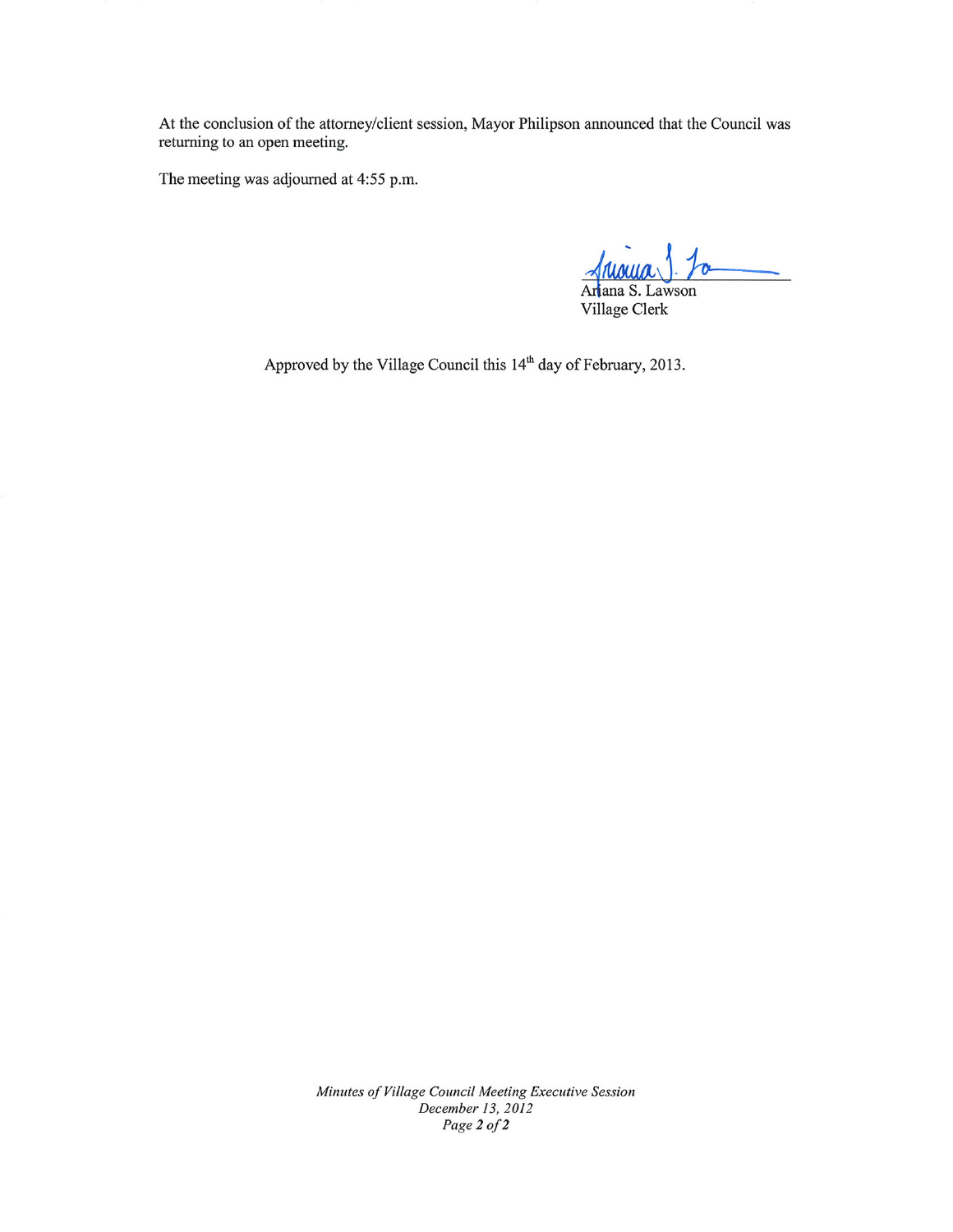At the conclusion of the attorney/client session, Mayor Philipson announced that the Council was returning to an open meeting.

The meeting was adjourned at 4:55 p.m.

Ariana S. Lawson
Village Clerk

Approved by the Village Council this 14th day of February, 2013.